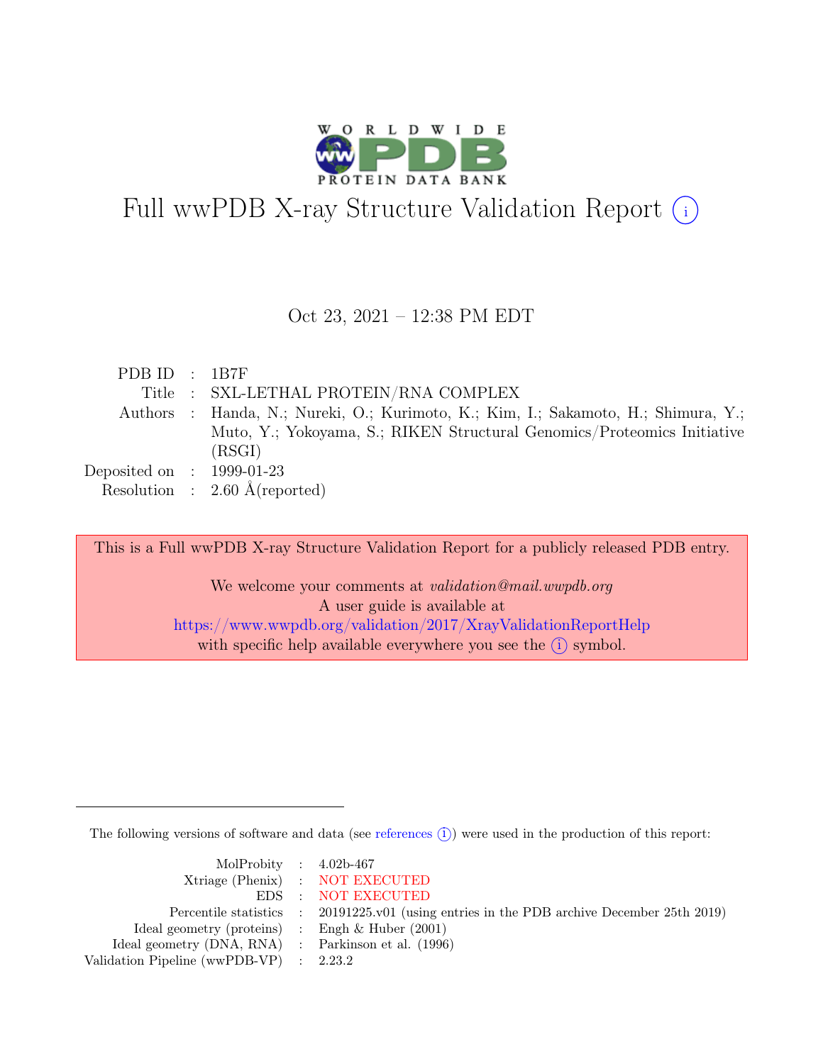# Full wwPDB X-ray Structure Validation Report (i)

Oct 23, 2021 – 12:38 PM EDT

| | | |
|---|---|---|
| PDB ID | : | 1B7F |
| Title | : | SXL-LETHAL PROTEIN/RNA COMPLEX |
| Authors | : | Handa, N.; Nureki, O.; Kurimoto, K.; Kim, I.; Sakamoto, H.; Shimura, Y.; Muto, Y.; Yokoyama, S.; RIKEN Structural Genomics/Proteomics Initiative (RSGI) |
| Deposited on | : | 1999-01-23 |
| Resolution | : | 2.60 Å(reported) |

This is a Full wwPDB X-ray Structure Validation Report for a publicly released PDB entry.

We welcome your comments at *validation@mail.wwpdb.org*
A user guide is available at
https://www.wwpdb.org/validation/2017/XrayValidationReportHelp
with specific help available everywhere you see the (i) symbol.

---

The following versions of software and data (see references (i)) were used in the production of this report:

| | | |
|---|---|---|
| MolProbity | : | 4.02b-467 |
| Xtriage (Phenix) | : | NOT EXECUTED |
| EDS | : | NOT EXECUTED |
| Percentile statistics | : | 20191225.v01 (using entries in the PDB archive December 25th 2019) |
| Ideal geometry (proteins) | : | Engh & Huber (2001) |
| Ideal geometry (DNA, RNA) | : | Parkinson et al. (1996) |
| Validation Pipeline (wwPDB-VP) | : | 2.23.2 |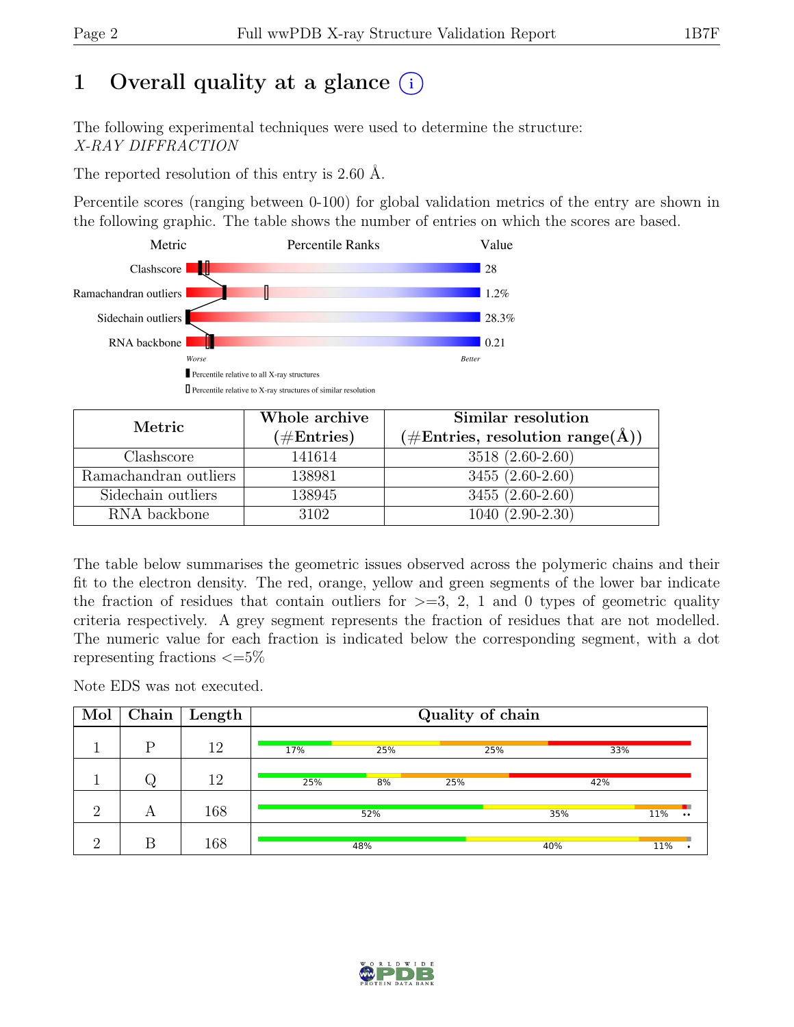# 1 Overall quality at a glance (i)

The following experimental techniques were used to determine the structure:
*X-RAY DIFFRACTION*

The reported resolution of this entry is 2.60 Å.

Percentile scores (ranging between 0-100) for global validation metrics of the entry are shown in the following graphic. The table shows the number of entries on which the scores are based.

| Metric | Value |
|---|---|
| Clashscore | 28 |
| Ramachandran outliers | 1.2% |
| Sidechain outliers | 28.3% |
| RNA backbone | 0.21 |

Worse — Better

▮ Percentile relative to all X-ray structures
▯ Percentile relative to X-ray structures of similar resolution

| Metric | Whole archive (#Entries) | Similar resolution (#Entries, resolution range(Å)) |
|---|---|---|
| Clashscore | 141614 | 3518 (2.60-2.60) |
| Ramachandran outliers | 138981 | 3455 (2.60-2.60) |
| Sidechain outliers | 138945 | 3455 (2.60-2.60) |
| RNA backbone | 3102 | 1040 (2.90-2.30) |

The table below summarises the geometric issues observed across the polymeric chains and their fit to the electron density. The red, orange, yellow and green segments of the lower bar indicate the fraction of residues that contain outliers for >=3, 2, 1 and 0 types of geometric quality criteria respectively. A grey segment represents the fraction of residues that are not modelled. The numeric value for each fraction is indicated below the corresponding segment, with a dot representing fractions <=5%

Note EDS was not executed.

| Mol | Chain | Length | Quality of chain |
|---|---|---|---|
| 1 | P | 12 | 17% · 25% · 25% · 33% |
| 1 | Q | 12 | 25% · 8% · 25% · 42% |
| 2 | A | 168 | 52% · 35% · 11% · •• |
| 2 | B | 168 | 48% · 40% · 11% · • |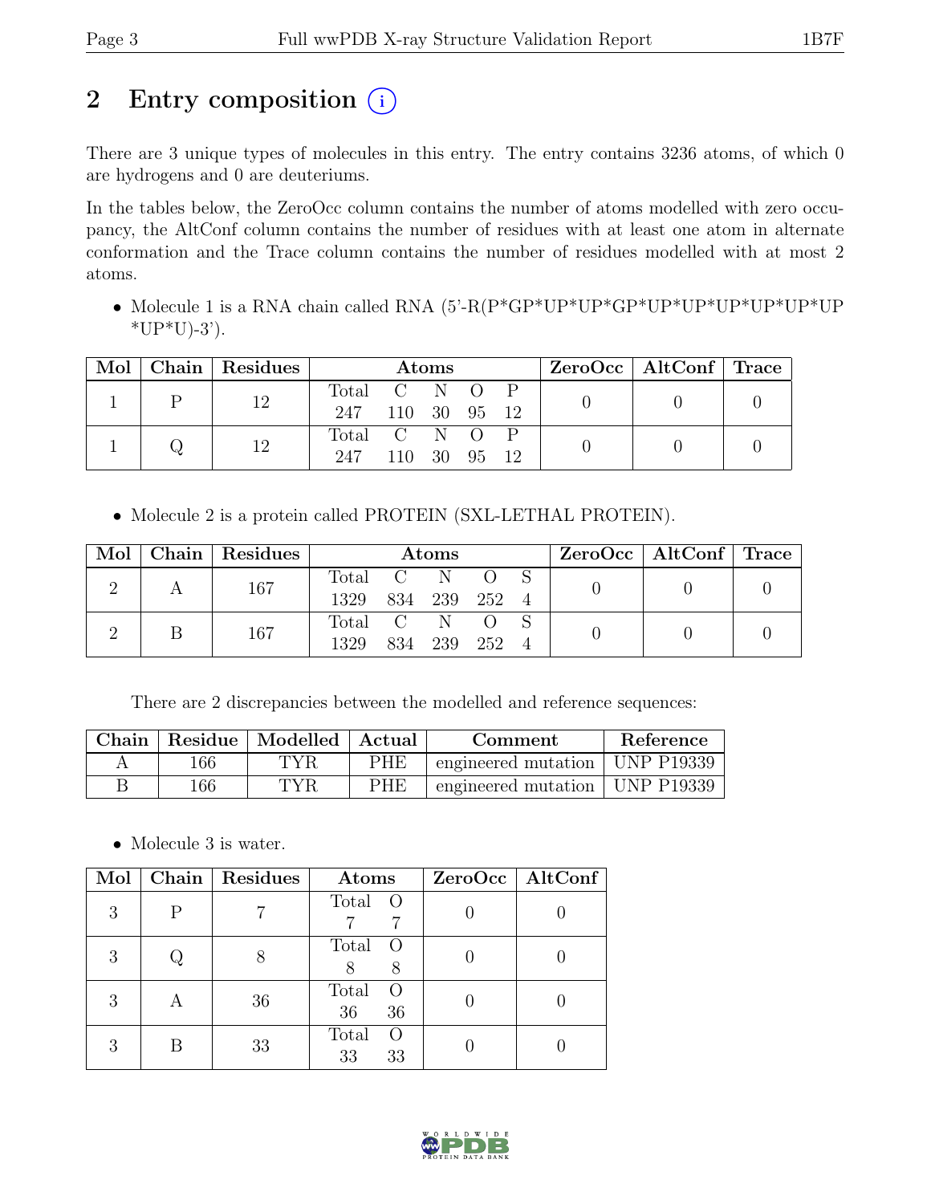## 2 Entry composition (i)

There are 3 unique types of molecules in this entry. The entry contains 3236 atoms, of which 0 are hydrogens and 0 are deuteriums.

In the tables below, the ZeroOcc column contains the number of atoms modelled with zero occupancy, the AltConf column contains the number of residues with at least one atom in alternate conformation and the Trace column contains the number of residues modelled with at most 2 atoms.

- Molecule 1 is a RNA chain called RNA (5'-R(P*GP*UP*UP*GP*UP*UP*UP*UP*UP*UP*UP*U)-3').

| Mol | Chain | Residues | Atoms | | | | | ZeroOcc | AltConf | Trace |
|---|---|---|---|---|---|---|---|---|---|---|
| | | | Total | C | N | O | P | | | |
| 1 | P | 12 | 247 | 110 | 30 | 95 | 12 | 0 | 0 | 0 |
| 1 | Q | 12 | 247 | 110 | 30 | 95 | 12 | 0 | 0 | 0 |

- Molecule 2 is a protein called PROTEIN (SXL-LETHAL PROTEIN).

| Mol | Chain | Residues | Atoms | | | | | ZeroOcc | AltConf | Trace |
|---|---|---|---|---|---|---|---|---|---|---|
| | | | Total | C | N | O | S | | | |
| 2 | A | 167 | 1329 | 834 | 239 | 252 | 4 | 0 | 0 | 0 |
| 2 | B | 167 | 1329 | 834 | 239 | 252 | 4 | 0 | 0 | 0 |

There are 2 discrepancies between the modelled and reference sequences:

| Chain | Residue | Modelled | Actual | Comment | Reference |
|---|---|---|---|---|---|
| A | 166 | TYR | PHE | engineered mutation | UNP P19339 |
| B | 166 | TYR | PHE | engineered mutation | UNP P19339 |

- Molecule 3 is water.

| Mol | Chain | Residues | Atoms | | ZeroOcc | AltConf |
|---|---|---|---|---|---|---|
| | | | Total | O | | |
| 3 | P | 7 | 7 | 7 | 0 | 0 |
| 3 | Q | 8 | 8 | 8 | 0 | 0 |
| 3 | A | 36 | 36 | 36 | 0 | 0 |
| 3 | B | 33 | 33 | 33 | 0 | 0 |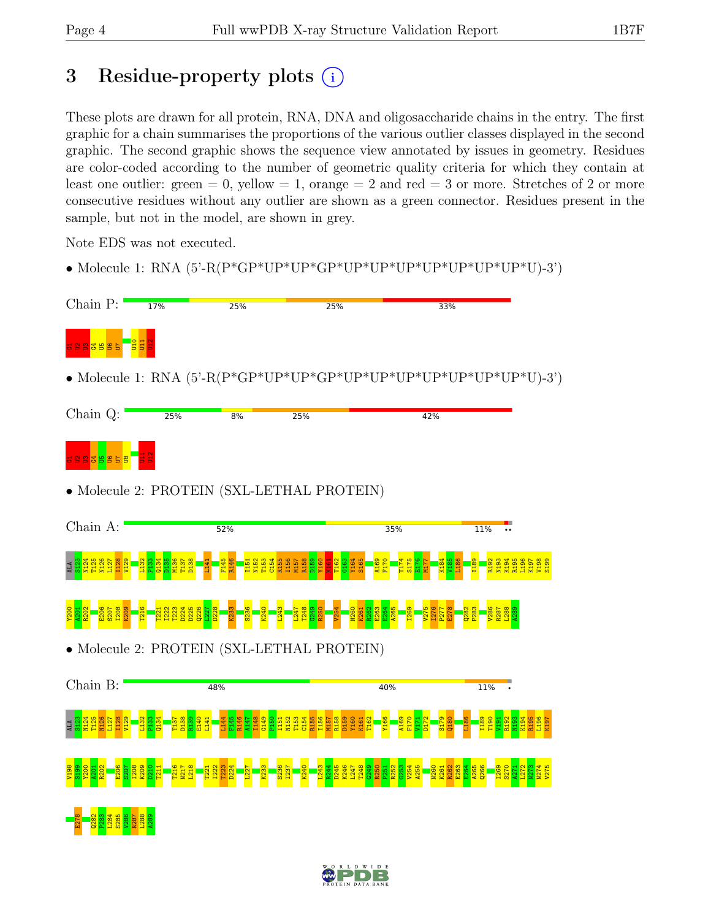# 3 Residue-property plots

These plots are drawn for all protein, RNA, DNA and oligosaccharide chains in the entry. The first graphic for a chain summarises the proportions of the various outlier classes displayed in the second graphic. The second graphic shows the sequence view annotated by issues in geometry. Residues are color-coded according to the number of geometric quality criteria for which they contain at least one outlier: green = 0, yellow = 1, orange = 2 and red = 3 or more. Stretches of 2 or more consecutive residues without any outlier are shown as a green connector. Residues present in the sample, but not in the model, are shown in grey.

Note EDS was not executed.

- Molecule 1: RNA (5'-R(P*GP*UP*UP*GP*UP*UP*UP*UP*UP*UP*UP*U)-3')

Chain P: 17% | 25% | 25% | 33%

G1 U2 U3 G4 U5 U6 U7 U10 U11 U12

- Molecule 1: RNA (5'-R(P*GP*UP*UP*GP*UP*UP*UP*UP*UP*UP*UP*U)-3')

Chain Q: 25% | 8% | 25% | 42%

G1 U2 U3 G4 U5 U6 U7 U8 U11 U12

- Molecule 2: PROTEIN (SXL-LETHAL PROTEIN)

Chain A: 52% | 35% | 11% | ••

ALA S123 N124 T125 N126 L127 I128 V129 L132 P133 Q134 D135 M136 T137 D138 L141 F145 R146 I151 N152 T153 C154 R155 I156 M157 R158 D159 Y160 K161 T162 G163 Y164 S165 A169 F170 T174 S175 E176 M177 K184 V185 L186 I189 R192 N193 K194 R195 L196 K197 V198 S199 Y200 A201 R202 E206 S207 I208 K209 T216 T221 I222 T223 D224 D225 Q226 L227 D228 K233 S236 K240 L243 L247 T248 G249 R250 V254 N260 K261 R262 E263 E264 A265 I269 V275 I276 P277 E278 Q282 P283 V286 R287 L288 A289

- Molecule 2: PROTEIN (SXL-LETHAL PROTEIN)

Chain B: 48% | 40% | 11% | •

ALA S123 N124 T125 N126 L127 I128 V129 L132 P133 Q134 T137 D138 R139 E140 L141 L144 F145 R146 A147 I148 G149 P150 I151 N152 T153 C154 R155 I156 M157 R158 D159 Y160 K161 T162 Y166 A169 F170 V171 D172 S179 Q180 L186 I189 I190 V191 R192 N193 K194 R195 L196 K197 V198 S199 Y200 A201 R202 E206 S207 I208 K209 D210 T211 T216 N217 L218 T221 I222 T223 D224 L227 K233 S236 I237 K240 L243 R244 D245 K246 L247 T248 G249 R250 P251 R252 G253 V254 A255 N260 K261 R262 E263 E264 A265 Q266 I269 S270 A271 L272 N273 N274 V275 E278 Q282 P283 L284 S285 V286 R287 L288 A289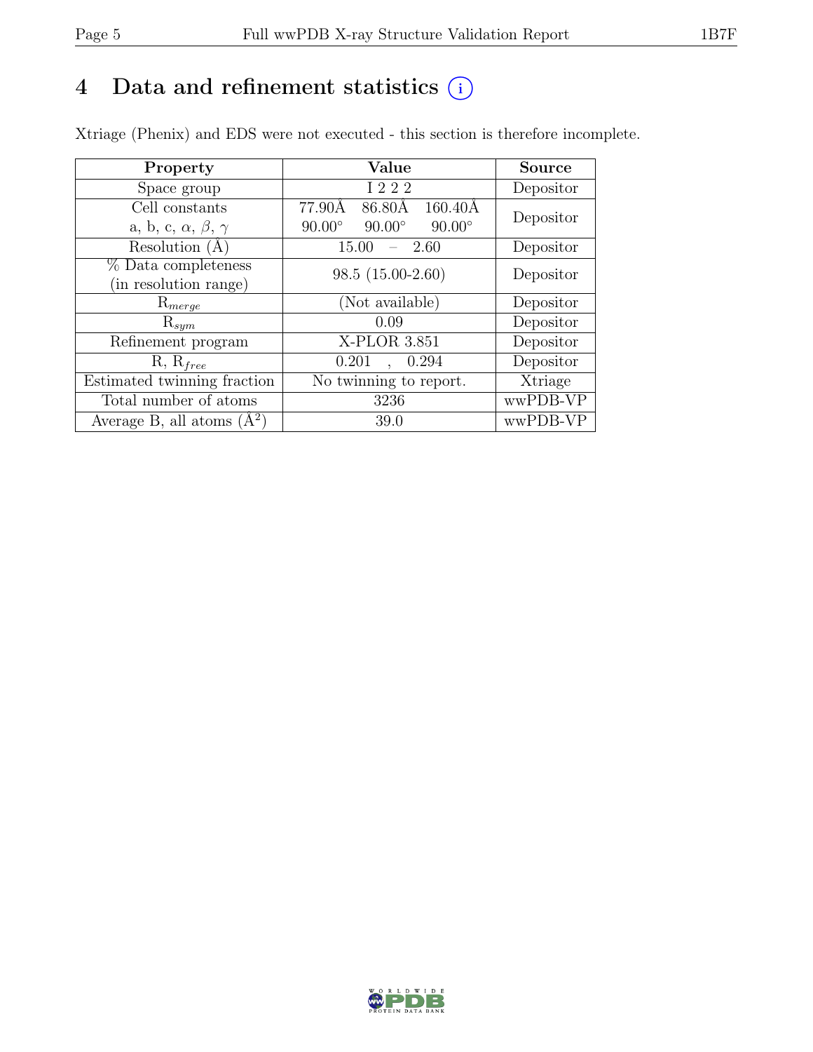# 4 Data and refinement statistics ⓘ

Xtriage (Phenix) and EDS were not executed - this section is therefore incomplete.

| Property | Value | Source |
|---|---|---|
| Space group | I 2 2 2 | Depositor |
| Cell constants<br>a, b, c, $\alpha$, $\beta$, $\gamma$ | 77.90Å 86.80Å 160.40Å<br>90.00° 90.00° 90.00° | Depositor |
| Resolution (Å) | 15.00 – 2.60 | Depositor |
| % Data completeness<br>(in resolution range) | 98.5 (15.00-2.60) | Depositor |
| $R_{merge}$ | (Not available) | Depositor |
| $R_{sym}$ | 0.09 | Depositor |
| Refinement program | X-PLOR 3.851 | Depositor |
| R, $R_{free}$ | 0.201 , 0.294 | Depositor |
| Estimated twinning fraction | No twinning to report. | Xtriage |
| Total number of atoms | 3236 | wwPDB-VP |
| Average B, all atoms ($Å^2$) | 39.0 | wwPDB-VP |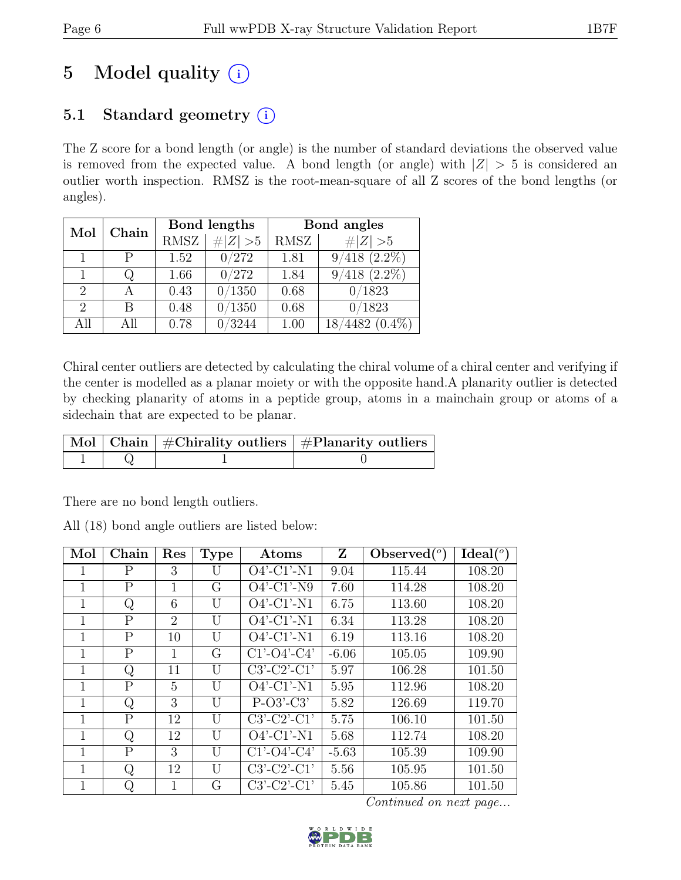# 5 Model quality (i)

## 5.1 Standard geometry (i)

The Z score for a bond length (or angle) is the number of standard deviations the observed value is removed from the expected value. A bond length (or angle) with $|Z| > 5$ is considered an outlier worth inspection. RMSZ is the root-mean-square of all Z scores of the bond lengths (or angles).

| Mol | Chain | Bond lengths | | Bond angles | |
|---|---|---|---|---|---|
| | | RMSZ | #\|Z\| >5 | RMSZ | #\|Z\| >5 |
| 1 | P | 1.52 | 0/272 | 1.81 | 9/418 (2.2%) |
| 1 | Q | 1.66 | 0/272 | 1.84 | 9/418 (2.2%) |
| 2 | A | 0.43 | 0/1350 | 0.68 | 0/1823 |
| 2 | B | 0.48 | 0/1350 | 0.68 | 0/1823 |
| All | All | 0.78 | 0/3244 | 1.00 | 18/4482 (0.4%) |

Chiral center outliers are detected by calculating the chiral volume of a chiral center and verifying if the center is modelled as a planar moiety or with the opposite hand.A planarity outlier is detected by checking planarity of atoms in a peptide group, atoms in a mainchain group or atoms of a sidechain that are expected to be planar.

| Mol | Chain | #Chirality outliers | #Planarity outliers |
|---|---|---|---|
| 1 | Q | 1 | 0 |

There are no bond length outliers.

All (18) bond angle outliers are listed below:

| Mol | Chain | Res | Type | Atoms | Z | Observed(°) | Ideal(°) |
|---|---|---|---|---|---|---|---|
| 1 | P | 3 | U | O4'-C1'-N1 | 9.04 | 115.44 | 108.20 |
| 1 | P | 1 | G | O4'-C1'-N9 | 7.60 | 114.28 | 108.20 |
| 1 | Q | 6 | U | O4'-C1'-N1 | 6.75 | 113.60 | 108.20 |
| 1 | P | 2 | U | O4'-C1'-N1 | 6.34 | 113.28 | 108.20 |
| 1 | P | 10 | U | O4'-C1'-N1 | 6.19 | 113.16 | 108.20 |
| 1 | P | 1 | G | C1'-O4'-C4' | -6.06 | 105.05 | 109.90 |
| 1 | Q | 11 | U | C3'-C2'-C1' | 5.97 | 106.28 | 101.50 |
| 1 | P | 5 | U | O4'-C1'-N1 | 5.95 | 112.96 | 108.20 |
| 1 | Q | 3 | U | P-O3'-C3' | 5.82 | 126.69 | 119.70 |
| 1 | P | 12 | U | C3'-C2'-C1' | 5.75 | 106.10 | 101.50 |
| 1 | Q | 12 | U | O4'-C1'-N1 | 5.68 | 112.74 | 108.20 |
| 1 | P | 3 | U | C1'-O4'-C4' | -5.63 | 105.39 | 109.90 |
| 1 | Q | 12 | U | C3'-C2'-C1' | 5.56 | 105.95 | 101.50 |
| 1 | Q | 1 | G | C3'-C2'-C1' | 5.45 | 105.86 | 101.50 |

*Continued on next page...*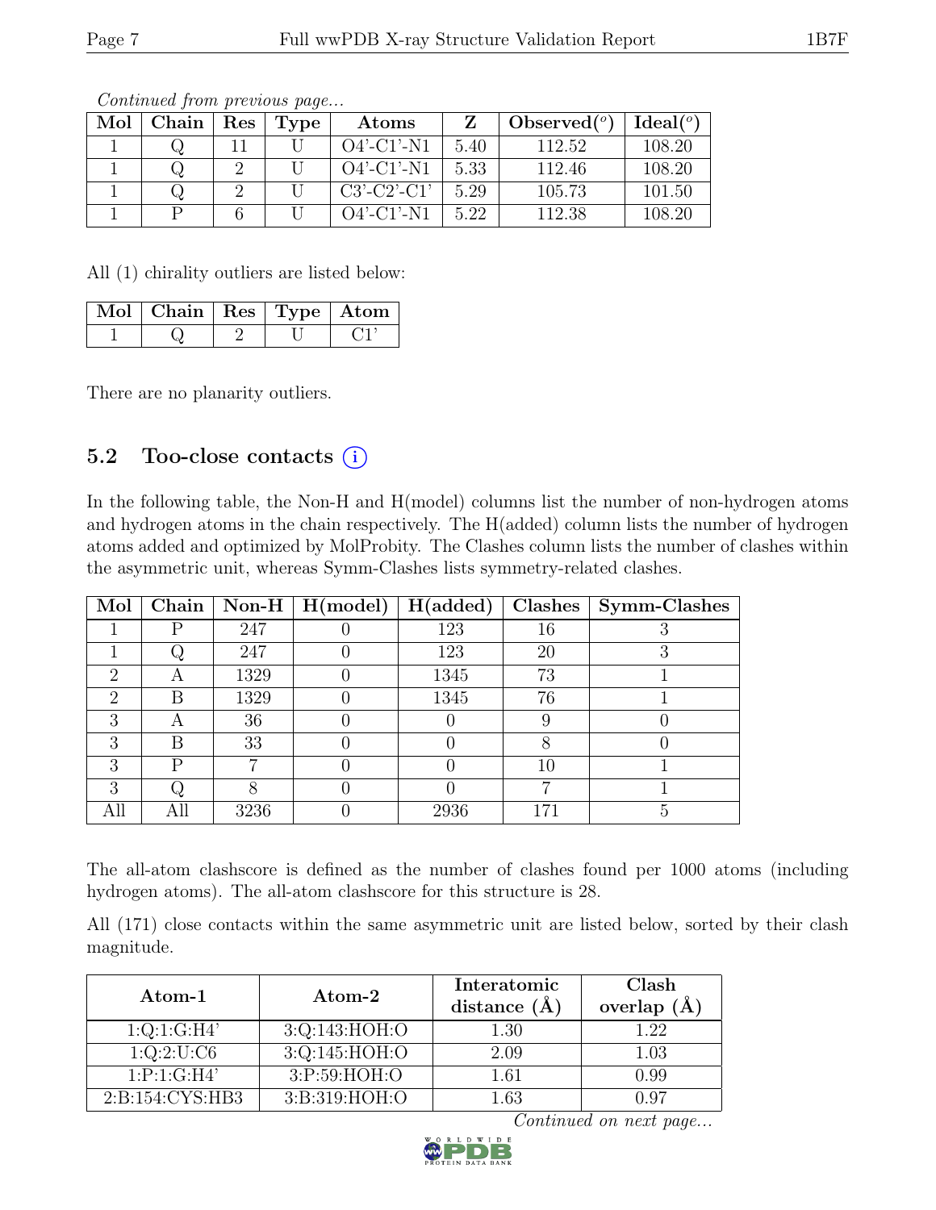*Continued from previous page...*

| Mol | Chain | Res | Type | Atoms | Z | Observed(°) | Ideal(°) |
|---|---|---|---|---|---|---|---|
| 1 | Q | 11 | U | O4'-C1'-N1 | 5.40 | 112.52 | 108.20 |
| 1 | Q | 2 | U | O4'-C1'-N1 | 5.33 | 112.46 | 108.20 |
| 1 | Q | 2 | U | C3'-C2'-C1' | 5.29 | 105.73 | 101.50 |
| 1 | P | 6 | U | O4'-C1'-N1 | 5.22 | 112.38 | 108.20 |

All (1) chirality outliers are listed below:

| Mol | Chain | Res | Type | Atom |
|---|---|---|---|---|
| 1 | Q | 2 | U | C1' |

There are no planarity outliers.

## 5.2 Too-close contacts (i)

In the following table, the Non-H and H(model) columns list the number of non-hydrogen atoms and hydrogen atoms in the chain respectively. The H(added) column lists the number of hydrogen atoms added and optimized by MolProbity. The Clashes column lists the number of clashes within the asymmetric unit, whereas Symm-Clashes lists symmetry-related clashes.

| Mol | Chain | Non-H | H(model) | H(added) | Clashes | Symm-Clashes |
|---|---|---|---|---|---|---|
| 1 | P | 247 | 0 | 123 | 16 | 3 |
| 1 | Q | 247 | 0 | 123 | 20 | 3 |
| 2 | A | 1329 | 0 | 1345 | 73 | 1 |
| 2 | B | 1329 | 0 | 1345 | 76 | 1 |
| 3 | A | 36 | 0 | 0 | 9 | 0 |
| 3 | B | 33 | 0 | 0 | 8 | 0 |
| 3 | P | 7 | 0 | 0 | 10 | 1 |
| 3 | Q | 8 | 0 | 0 | 7 | 1 |
| All | All | 3236 | 0 | 2936 | 171 | 5 |

The all-atom clashscore is defined as the number of clashes found per 1000 atoms (including hydrogen atoms). The all-atom clashscore for this structure is 28.

All (171) close contacts within the same asymmetric unit are listed below, sorted by their clash magnitude.

| Atom-1 | Atom-2 | Interatomic distance (Å) | Clash overlap (Å) |
|---|---|---|---|
| 1:Q:1:G:H4' | 3:Q:143:HOH:O | 1.30 | 1.22 |
| 1:Q:2:U:C6 | 3:Q:145:HOH:O | 2.09 | 1.03 |
| 1:P:1:G:H4' | 3:P:59:HOH:O | 1.61 | 0.99 |
| 2:B:154:CYS:HB3 | 3:B:319:HOH:O | 1.63 | 0.97 |

*Continued on next page...*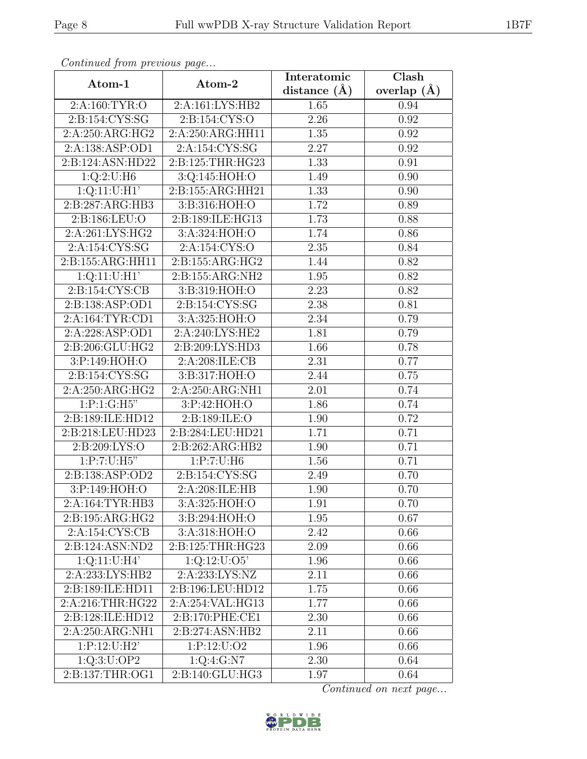*Continued from previous page...*

| Atom-1 | Atom-2 | Interatomic distance (Å) | Clash overlap (Å) |
|---|---|---|---|
| 2:A:160:TYR:O | 2:A:161:LYS:HB2 | 1.65 | 0.94 |
| 2:B:154:CYS:SG | 2:B:154:CYS:O | 2.26 | 0.92 |
| 2:A:250:ARG:HG2 | 2:A:250:ARG:HH11 | 1.35 | 0.92 |
| 2:A:138:ASP:OD1 | 2:A:154:CYS:SG | 2.27 | 0.92 |
| 2:B:124:ASN:HD22 | 2:B:125:THR:HG23 | 1.33 | 0.91 |
| 1:Q:2:U:H6 | 3:Q:145:HOH:O | 1.49 | 0.90 |
| 1:Q:11:U:H1' | 2:B:155:ARG:HH21 | 1.33 | 0.90 |
| 2:B:287:ARG:HB3 | 3:B:316:HOH:O | 1.72 | 0.89 |
| 2:B:186:LEU:O | 2:B:189:ILE:HG13 | 1.73 | 0.88 |
| 2:A:261:LYS:HG2 | 3:A:324:HOH:O | 1.74 | 0.86 |
| 2:A:154:CYS:SG | 2:A:154:CYS:O | 2.35 | 0.84 |
| 2:B:155:ARG:HH11 | 2:B:155:ARG:HG2 | 1.44 | 0.82 |
| 1:Q:11:U:H1' | 2:B:155:ARG:NH2 | 1.95 | 0.82 |
| 2:B:154:CYS:CB | 3:B:319:HOH:O | 2.23 | 0.82 |
| 2:B:138:ASP:OD1 | 2:B:154:CYS:SG | 2.38 | 0.81 |
| 2:A:164:TYR:CD1 | 3:A:325:HOH:O | 2.34 | 0.79 |
| 2:A:228:ASP:OD1 | 2:A:240:LYS:HE2 | 1.81 | 0.79 |
| 2:B:206:GLU:HG2 | 2:B:209:LYS:HD3 | 1.66 | 0.78 |
| 3:P:149:HOH:O | 2:A:208:ILE:CB | 2.31 | 0.77 |
| 2:B:154:CYS:SG | 3:B:317:HOH:O | 2.44 | 0.75 |
| 2:A:250:ARG:HG2 | 2:A:250:ARG:NH1 | 2.01 | 0.74 |
| 1:P:1:G:H5" | 3:P:42:HOH:O | 1.86 | 0.74 |
| 2:B:189:ILE:HD12 | 2:B:189:ILE:O | 1.90 | 0.72 |
| 2:B:218:LEU:HD23 | 2:B:284:LEU:HD21 | 1.71 | 0.71 |
| 2:B:209:LYS:O | 2:B:262:ARG:HB2 | 1.90 | 0.71 |
| 1:P:7:U:H5" | 1:P:7:U:H6 | 1.56 | 0.71 |
| 2:B:138:ASP:OD2 | 2:B:154:CYS:SG | 2.49 | 0.70 |
| 3:P:149:HOH:O | 2:A:208:ILE:HB | 1.90 | 0.70 |
| 2:A:164:TYR:HB3 | 3:A:325:HOH:O | 1.91 | 0.70 |
| 2:B:195:ARG:HG2 | 3:B:294:HOH:O | 1.95 | 0.67 |
| 2:A:154:CYS:CB | 3:A:318:HOH:O | 2.42 | 0.66 |
| 2:B:124:ASN:ND2 | 2:B:125:THR:HG23 | 2.09 | 0.66 |
| 1:Q:11:U:H4' | 1:Q:12:U:O5' | 1.96 | 0.66 |
| 2:A:233:LYS:HB2 | 2:A:233:LYS:NZ | 2.11 | 0.66 |
| 2:B:189:ILE:HD11 | 2:B:196:LEU:HD12 | 1.75 | 0.66 |
| 2:A:216:THR:HG22 | 2:A:254:VAL:HG13 | 1.77 | 0.66 |
| 2:B:128:ILE:HD12 | 2:B:170:PHE:CE1 | 2.30 | 0.66 |
| 2:A:250:ARG:NH1 | 2:B:274:ASN:HB2 | 2.11 | 0.66 |
| 1:P:12:U:H2' | 1:P:12:U:O2 | 1.96 | 0.66 |
| 1:Q:3:U:OP2 | 1:Q:4:G:N7 | 2.30 | 0.64 |
| 2:B:137:THR:OG1 | 2:B:140:GLU:HG3 | 1.97 | 0.64 |

*Continued on next page...*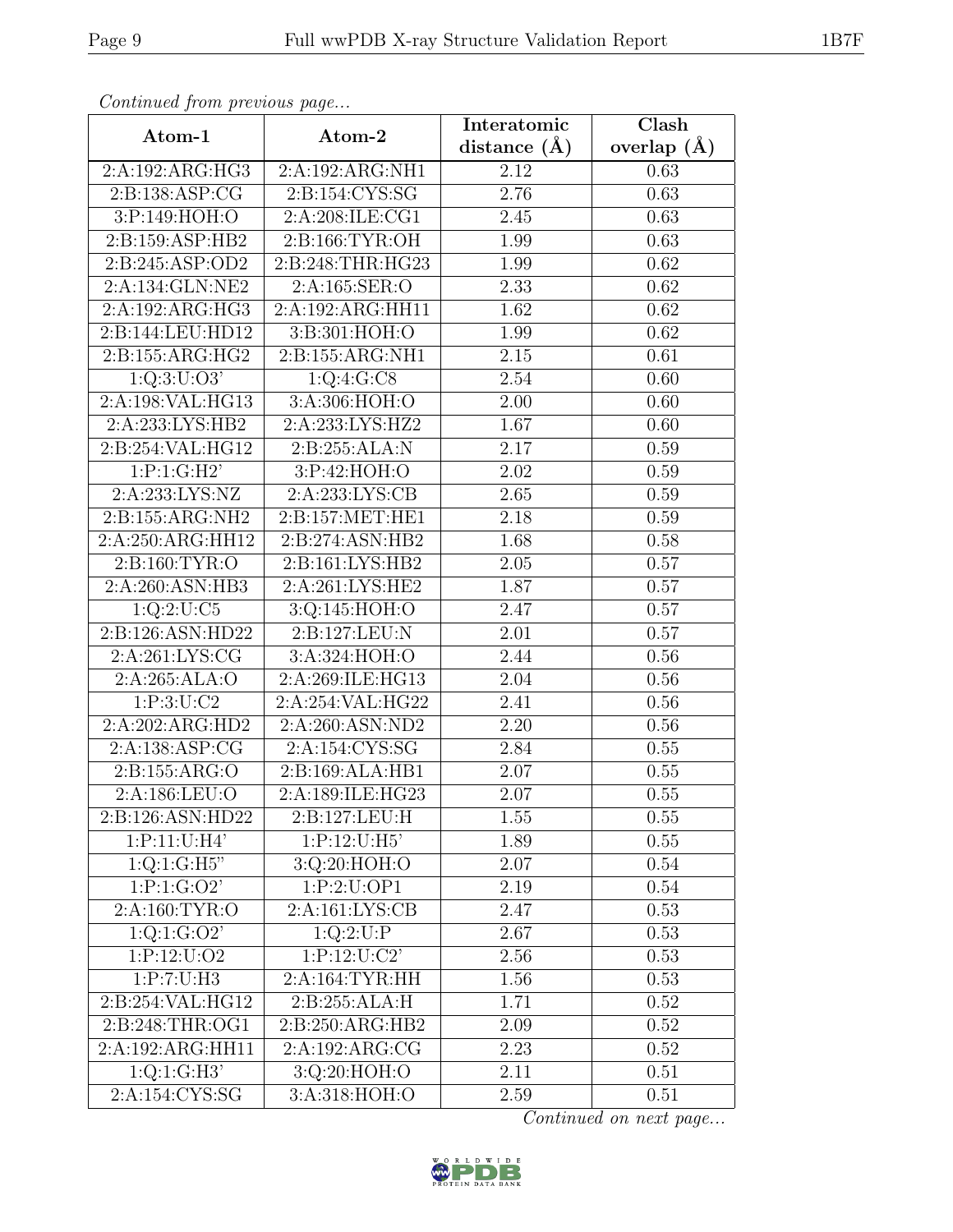*Continued from previous page...*

| Atom-1 | Atom-2 | Interatomic distance (Å) | Clash overlap (Å) |
|---|---|---|---|
| 2:A:192:ARG:HG3 | 2:A:192:ARG:NH1 | 2.12 | 0.63 |
| 2:B:138:ASP:CG | 2:B:154:CYS:SG | 2.76 | 0.63 |
| 3:P:149:HOH:O | 2:A:208:ILE:CG1 | 2.45 | 0.63 |
| 2:B:159:ASP:HB2 | 2:B:166:TYR:OH | 1.99 | 0.63 |
| 2:B:245:ASP:OD2 | 2:B:248:THR:HG23 | 1.99 | 0.62 |
| 2:A:134:GLN:NE2 | 2:A:165:SER:O | 2.33 | 0.62 |
| 2:A:192:ARG:HG3 | 2:A:192:ARG:HH11 | 1.62 | 0.62 |
| 2:B:144:LEU:HD12 | 3:B:301:HOH:O | 1.99 | 0.62 |
| 2:B:155:ARG:HG2 | 2:B:155:ARG:NH1 | 2.15 | 0.61 |
| 1:Q:3:U:O3' | 1:Q:4:G:C8 | 2.54 | 0.60 |
| 2:A:198:VAL:HG13 | 3:A:306:HOH:O | 2.00 | 0.60 |
| 2:A:233:LYS:HB2 | 2:A:233:LYS:HZ2 | 1.67 | 0.60 |
| 2:B:254:VAL:HG12 | 2:B:255:ALA:N | 2.17 | 0.59 |
| 1:P:1:G:H2' | 3:P:42:HOH:O | 2.02 | 0.59 |
| 2:A:233:LYS:NZ | 2:A:233:LYS:CB | 2.65 | 0.59 |
| 2:B:155:ARG:NH2 | 2:B:157:MET:HE1 | 2.18 | 0.59 |
| 2:A:250:ARG:HH12 | 2:B:274:ASN:HB2 | 1.68 | 0.58 |
| 2:B:160:TYR:O | 2:B:161:LYS:HB2 | 2.05 | 0.57 |
| 2:A:260:ASN:HB3 | 2:A:261:LYS:HE2 | 1.87 | 0.57 |
| 1:Q:2:U:C5 | 3:Q:145:HOH:O | 2.47 | 0.57 |
| 2:B:126:ASN:HD22 | 2:B:127:LEU:N | 2.01 | 0.57 |
| 2:A:261:LYS:CG | 3:A:324:HOH:O | 2.44 | 0.56 |
| 2:A:265:ALA:O | 2:A:269:ILE:HG13 | 2.04 | 0.56 |
| 1:P:3:U:C2 | 2:A:254:VAL:HG22 | 2.41 | 0.56 |
| 2:A:202:ARG:HD2 | 2:A:260:ASN:ND2 | 2.20 | 0.56 |
| 2:A:138:ASP:CG | 2:A:154:CYS:SG | 2.84 | 0.55 |
| 2:B:155:ARG:O | 2:B:169:ALA:HB1 | 2.07 | 0.55 |
| 2:A:186:LEU:O | 2:A:189:ILE:HG23 | 2.07 | 0.55 |
| 2:B:126:ASN:HD22 | 2:B:127:LEU:H | 1.55 | 0.55 |
| 1:P:11:U:H4' | 1:P:12:U:H5' | 1.89 | 0.55 |
| 1:Q:1:G:H5" | 3:Q:20:HOH:O | 2.07 | 0.54 |
| 1:P:1:G:O2' | 1:P:2:U:OP1 | 2.19 | 0.54 |
| 2:A:160:TYR:O | 2:A:161:LYS:CB | 2.47 | 0.53 |
| 1:Q:1:G:O2' | 1:Q:2:U:P | 2.67 | 0.53 |
| 1:P:12:U:O2 | 1:P:12:U:C2' | 2.56 | 0.53 |
| 1:P:7:U:H3 | 2:A:164:TYR:HH | 1.56 | 0.53 |
| 2:B:254:VAL:HG12 | 2:B:255:ALA:H | 1.71 | 0.52 |
| 2:B:248:THR:OG1 | 2:B:250:ARG:HB2 | 2.09 | 0.52 |
| 2:A:192:ARG:HH11 | 2:A:192:ARG:CG | 2.23 | 0.52 |
| 1:Q:1:G:H3' | 3:Q:20:HOH:O | 2.11 | 0.51 |
| 2:A:154:CYS:SG | 3:A:318:HOH:O | 2.59 | 0.51 |

*Continued on next page...*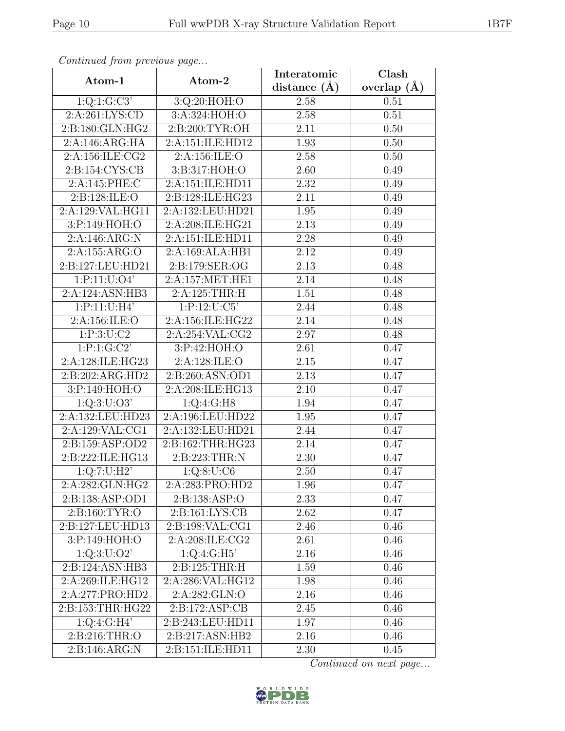*Continued from previous page...*

| Atom-1 | Atom-2 | Interatomic distance (Å) | Clash overlap (Å) |
|---|---|---|---|
| 1:Q:1:G:C3' | 3:Q:20:HOH:O | 2.58 | 0.51 |
| 2:A:261:LYS:CD | 3:A:324:HOH:O | 2.58 | 0.51 |
| 2:B:180:GLN:HG2 | 2:B:200:TYR:OH | 2.11 | 0.50 |
| 2:A:146:ARG:HA | 2:A:151:ILE:HD12 | 1.93 | 0.50 |
| 2:A:156:ILE:CG2 | 2:A:156:ILE:O | 2.58 | 0.50 |
| 2:B:154:CYS:CB | 3:B:317:HOH:O | 2.60 | 0.49 |
| 2:A:145:PHE:C | 2:A:151:ILE:HD11 | 2.32 | 0.49 |
| 2:B:128:ILE:O | 2:B:128:ILE:HG23 | 2.11 | 0.49 |
| 2:A:129:VAL:HG11 | 2:A:132:LEU:HD21 | 1.95 | 0.49 |
| 3:P:149:HOH:O | 2:A:208:ILE:HG21 | 2.13 | 0.49 |
| 2:A:146:ARG:N | 2:A:151:ILE:HD11 | 2.28 | 0.49 |
| 2:A:155:ARG:O | 2:A:169:ALA:HB1 | 2.12 | 0.49 |
| 2:B:127:LEU:HD21 | 2:B:179:SER:OG | 2.13 | 0.48 |
| 1:P:11:U:O4' | 2:A:157:MET:HE1 | 2.14 | 0.48 |
| 2:A:124:ASN:HB3 | 2:A:125:THR:H | 1.51 | 0.48 |
| 1:P:11:U:H4' | 1:P:12:U:C5' | 2.44 | 0.48 |
| 2:A:156:ILE:O | 2:A:156:ILE:HG22 | 2.14 | 0.48 |
| 1:P:3:U:C2 | 2:A:254:VAL:CG2 | 2.97 | 0.48 |
| 1:P:1:G:C2' | 3:P:42:HOH:O | 2.61 | 0.47 |
| 2:A:128:ILE:HG23 | 2:A:128:ILE:O | 2.15 | 0.47 |
| 2:B:202:ARG:HD2 | 2:B:260:ASN:OD1 | 2.13 | 0.47 |
| 3:P:149:HOH:O | 2:A:208:ILE:HG13 | 2.10 | 0.47 |
| 1:Q:3:U:O3' | 1:Q:4:G:H8 | 1.94 | 0.47 |
| 2:A:132:LEU:HD23 | 2:A:196:LEU:HD22 | 1.95 | 0.47 |
| 2:A:129:VAL:CG1 | 2:A:132:LEU:HD21 | 2.44 | 0.47 |
| 2:B:159:ASP:OD2 | 2:B:162:THR:HG23 | 2.14 | 0.47 |
| 2:B:222:ILE:HG13 | 2:B:223:THR:N | 2.30 | 0.47 |
| 1:Q:7:U:H2' | 1:Q:8:U:C6 | 2.50 | 0.47 |
| 2:A:282:GLN:HG2 | 2:A:283:PRO:HD2 | 1.96 | 0.47 |
| 2:B:138:ASP:OD1 | 2:B:138:ASP:O | 2.33 | 0.47 |
| 2:B:160:TYR:O | 2:B:161:LYS:CB | 2.62 | 0.47 |
| 2:B:127:LEU:HD13 | 2:B:198:VAL:CG1 | 2.46 | 0.46 |
| 3:P:149:HOH:O | 2:A:208:ILE:CG2 | 2.61 | 0.46 |
| 1:Q:3:U:O2' | 1:Q:4:G:H5' | 2.16 | 0.46 |
| 2:B:124:ASN:HB3 | 2:B:125:THR:H | 1.59 | 0.46 |
| 2:A:269:ILE:HG12 | 2:A:286:VAL:HG12 | 1.98 | 0.46 |
| 2:A:277:PRO:HD2 | 2:A:282:GLN:O | 2.16 | 0.46 |
| 2:B:153:THR:HG22 | 2:B:172:ASP:CB | 2.45 | 0.46 |
| 1:Q:4:G:H4' | 2:B:243:LEU:HD11 | 1.97 | 0.46 |
| 2:B:216:THR:O | 2:B:217:ASN:HB2 | 2.16 | 0.46 |
| 2:B:146:ARG:N | 2:B:151:ILE:HD11 | 2.30 | 0.45 |

*Continued on next page...*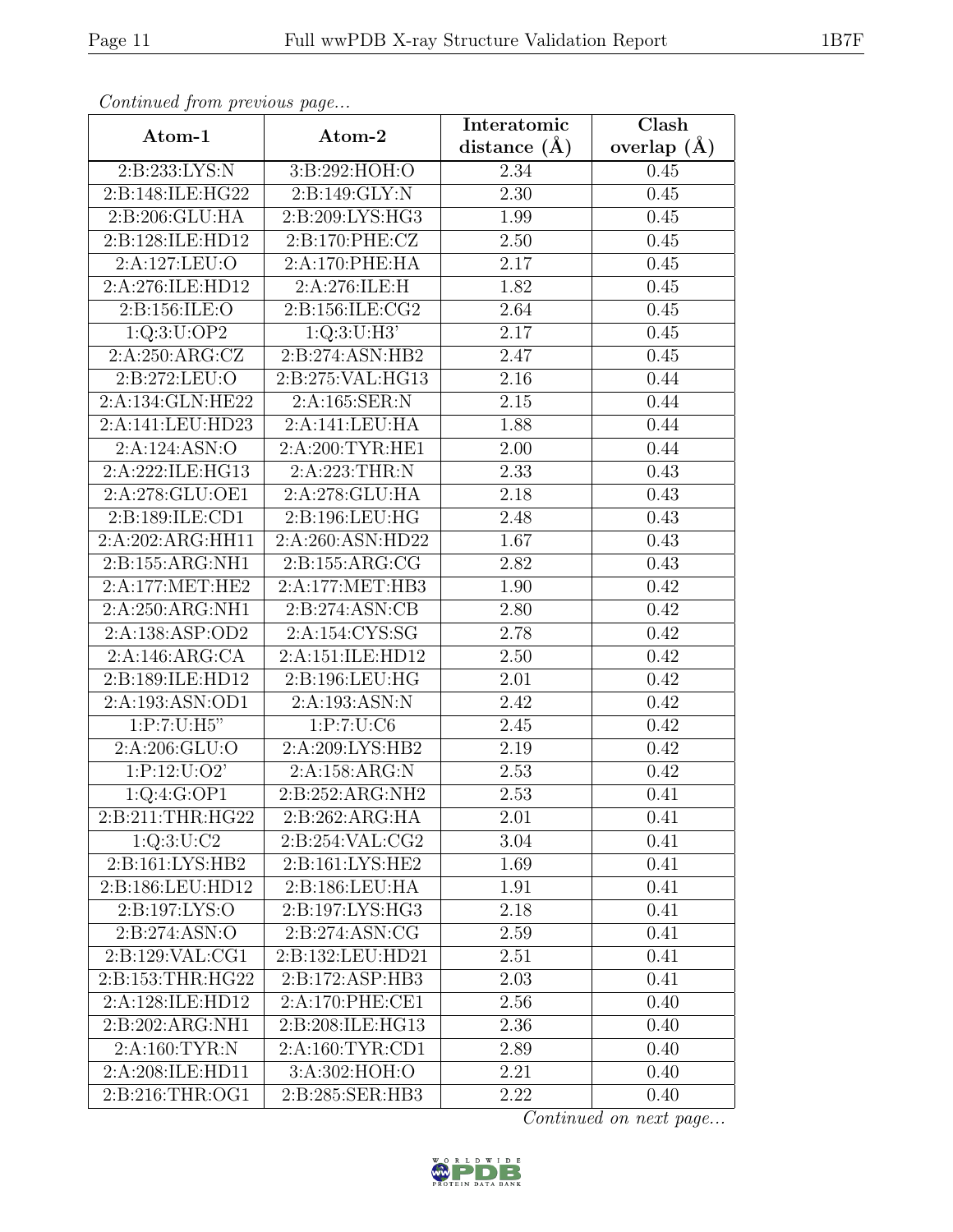*Continued from previous page...*

| Atom-1 | Atom-2 | Interatomic distance (Å) | Clash overlap (Å) |
|---|---|---|---|
| 2:B:233:LYS:N | 3:B:292:HOH:O | 2.34 | 0.45 |
| 2:B:148:ILE:HG22 | 2:B:149:GLY:N | 2.30 | 0.45 |
| 2:B:206:GLU:HA | 2:B:209:LYS:HG3 | 1.99 | 0.45 |
| 2:B:128:ILE:HD12 | 2:B:170:PHE:CZ | 2.50 | 0.45 |
| 2:A:127:LEU:O | 2:A:170:PHE:HA | 2.17 | 0.45 |
| 2:A:276:ILE:HD12 | 2:A:276:ILE:H | 1.82 | 0.45 |
| 2:B:156:ILE:O | 2:B:156:ILE:CG2 | 2.64 | 0.45 |
| 1:Q:3:U:OP2 | 1:Q:3:U:H3' | 2.17 | 0.45 |
| 2:A:250:ARG:CZ | 2:B:274:ASN:HB2 | 2.47 | 0.45 |
| 2:B:272:LEU:O | 2:B:275:VAL:HG13 | 2.16 | 0.44 |
| 2:A:134:GLN:HE22 | 2:A:165:SER:N | 2.15 | 0.44 |
| 2:A:141:LEU:HD23 | 2:A:141:LEU:HA | 1.88 | 0.44 |
| 2:A:124:ASN:O | 2:A:200:TYR:HE1 | 2.00 | 0.44 |
| 2:A:222:ILE:HG13 | 2:A:223:THR:N | 2.33 | 0.43 |
| 2:A:278:GLU:OE1 | 2:A:278:GLU:HA | 2.18 | 0.43 |
| 2:B:189:ILE:CD1 | 2:B:196:LEU:HG | 2.48 | 0.43 |
| 2:A:202:ARG:HH11 | 2:A:260:ASN:HD22 | 1.67 | 0.43 |
| 2:B:155:ARG:NH1 | 2:B:155:ARG:CG | 2.82 | 0.43 |
| 2:A:177:MET:HE2 | 2:A:177:MET:HB3 | 1.90 | 0.42 |
| 2:A:250:ARG:NH1 | 2:B:274:ASN:CB | 2.80 | 0.42 |
| 2:A:138:ASP:OD2 | 2:A:154:CYS:SG | 2.78 | 0.42 |
| 2:A:146:ARG:CA | 2:A:151:ILE:HD12 | 2.50 | 0.42 |
| 2:B:189:ILE:HD12 | 2:B:196:LEU:HG | 2.01 | 0.42 |
| 2:A:193:ASN:OD1 | 2:A:193:ASN:N | 2.42 | 0.42 |
| 1:P:7:U:H5" | 1:P:7:U:C6 | 2.45 | 0.42 |
| 2:A:206:GLU:O | 2:A:209:LYS:HB2 | 2.19 | 0.42 |
| 1:P:12:U:O2' | 2:A:158:ARG:N | 2.53 | 0.42 |
| 1:Q:4:G:OP1 | 2:B:252:ARG:NH2 | 2.53 | 0.41 |
| 2:B:211:THR:HG22 | 2:B:262:ARG:HA | 2.01 | 0.41 |
| 1:Q:3:U:C2 | 2:B:254:VAL:CG2 | 3.04 | 0.41 |
| 2:B:161:LYS:HB2 | 2:B:161:LYS:HE2 | 1.69 | 0.41 |
| 2:B:186:LEU:HD12 | 2:B:186:LEU:HA | 1.91 | 0.41 |
| 2:B:197:LYS:O | 2:B:197:LYS:HG3 | 2.18 | 0.41 |
| 2:B:274:ASN:O | 2:B:274:ASN:CG | 2.59 | 0.41 |
| 2:B:129:VAL:CG1 | 2:B:132:LEU:HD21 | 2.51 | 0.41 |
| 2:B:153:THR:HG22 | 2:B:172:ASP:HB3 | 2.03 | 0.41 |
| 2:A:128:ILE:HD12 | 2:A:170:PHE:CE1 | 2.56 | 0.40 |
| 2:B:202:ARG:NH1 | 2:B:208:ILE:HG13 | 2.36 | 0.40 |
| 2:A:160:TYR:N | 2:A:160:TYR:CD1 | 2.89 | 0.40 |
| 2:A:208:ILE:HD11 | 3:A:302:HOH:O | 2.21 | 0.40 |
| 2:B:216:THR:OG1 | 2:B:285:SER:HB3 | 2.22 | 0.40 |

*Continued on next page...*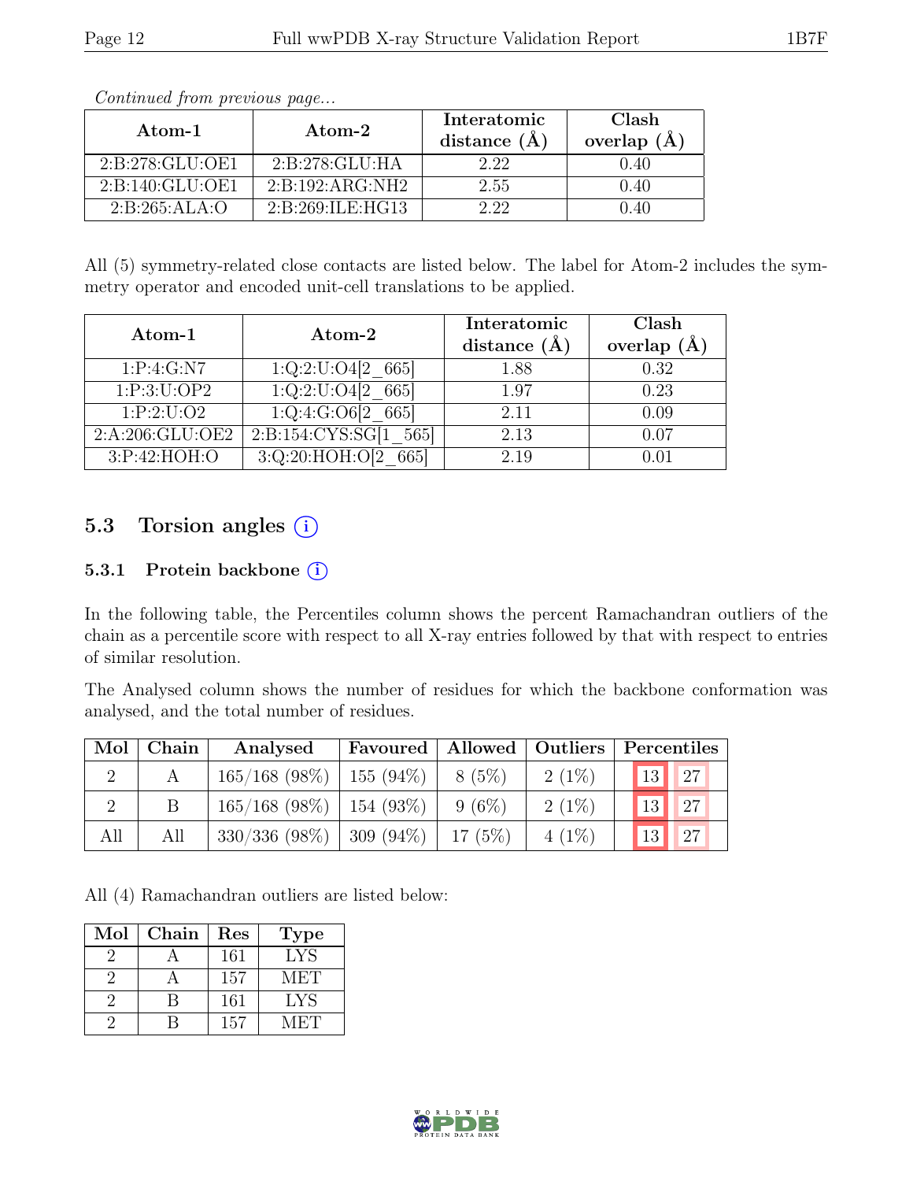*Continued from previous page...*

| Atom-1 | Atom-2 | Interatomic distance (Å) | Clash overlap (Å) |
|---|---|---|---|
| 2:B:278:GLU:OE1 | 2:B:278:GLU:HA | 2.22 | 0.40 |
| 2:B:140:GLU:OE1 | 2:B:192:ARG:NH2 | 2.55 | 0.40 |
| 2:B:265:ALA:O | 2:B:269:ILE:HG13 | 2.22 | 0.40 |

All (5) symmetry-related close contacts are listed below. The label for Atom-2 includes the symmetry operator and encoded unit-cell translations to be applied.

| Atom-1 | Atom-2 | Interatomic distance (Å) | Clash overlap (Å) |
|---|---|---|---|
| 1:P:4:G:N7 | 1:Q:2:U:O4[2_665] | 1.88 | 0.32 |
| 1:P:3:U:OP2 | 1:Q:2:U:O4[2_665] | 1.97 | 0.23 |
| 1:P:2:U:O2 | 1:Q:4:G:O6[2_665] | 2.11 | 0.09 |
| 2:A:206:GLU:OE2 | 2:B:154:CYS:SG[1_565] | 2.13 | 0.07 |
| 3:P:42:HOH:O | 3:Q:20:HOH:O[2_665] | 2.19 | 0.01 |

## 5.3 Torsion angles

### 5.3.1 Protein backbone

In the following table, the Percentiles column shows the percent Ramachandran outliers of the chain as a percentile score with respect to all X-ray entries followed by that with respect to entries of similar resolution.

The Analysed column shows the number of residues for which the backbone conformation was analysed, and the total number of residues.

| Mol | Chain | Analysed | Favoured | Allowed | Outliers | Percentiles | |
|---|---|---|---|---|---|---|---|
| 2 | A | 165/168 (98%) | 155 (94%) | 8 (5%) | 2 (1%) | 13 | 27 |
| 2 | B | 165/168 (98%) | 154 (93%) | 9 (6%) | 2 (1%) | 13 | 27 |
| All | All | 330/336 (98%) | 309 (94%) | 17 (5%) | 4 (1%) | 13 | 27 |

All (4) Ramachandran outliers are listed below:

| Mol | Chain | Res | Type |
|---|---|---|---|
| 2 | A | 161 | LYS |
| 2 | A | 157 | MET |
| 2 | B | 161 | LYS |
| 2 | B | 157 | MET |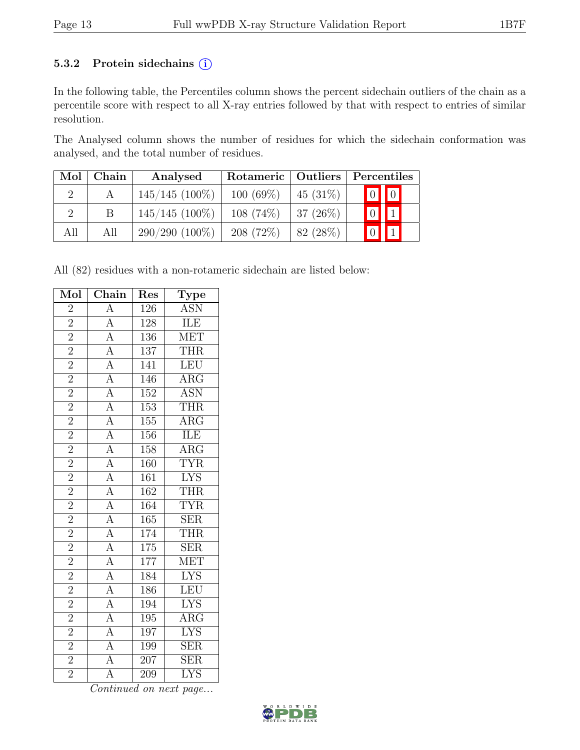### 5.3.2 Protein sidechains (i)

In the following table, the Percentiles column shows the percent sidechain outliers of the chain as a percentile score with respect to all X-ray entries followed by that with respect to entries of similar resolution.

The Analysed column shows the number of residues for which the sidechain conformation was analysed, and the total number of residues.

| Mol | Chain | Analysed | Rotameric | Outliers | Percentiles | |
|---|---|---|---|---|---|---|
| 2 | A | 145/145 (100%) | 100 (69%) | 45 (31%) | 0 | 0 |
| 2 | B | 145/145 (100%) | 108 (74%) | 37 (26%) | 0 | 1 |
| All | All | 290/290 (100%) | 208 (72%) | 82 (28%) | 0 | 1 |

All (82) residues with a non-rotameric sidechain are listed below:

| Mol | Chain | Res | Type |
|---|---|---|---|
| 2 | A | 126 | ASN |
| 2 | A | 128 | ILE |
| 2 | A | 136 | MET |
| 2 | A | 137 | THR |
| 2 | A | 141 | LEU |
| 2 | A | 146 | ARG |
| 2 | A | 152 | ASN |
| 2 | A | 153 | THR |
| 2 | A | 155 | ARG |
| 2 | A | 156 | ILE |
| 2 | A | 158 | ARG |
| 2 | A | 160 | TYR |
| 2 | A | 161 | LYS |
| 2 | A | 162 | THR |
| 2 | A | 164 | TYR |
| 2 | A | 165 | SER |
| 2 | A | 174 | THR |
| 2 | A | 175 | SER |
| 2 | A | 177 | MET |
| 2 | A | 184 | LYS |
| 2 | A | 186 | LEU |
| 2 | A | 194 | LYS |
| 2 | A | 195 | ARG |
| 2 | A | 197 | LYS |
| 2 | A | 199 | SER |
| 2 | A | 207 | SER |
| 2 | A | 209 | LYS |

*Continued on next page...*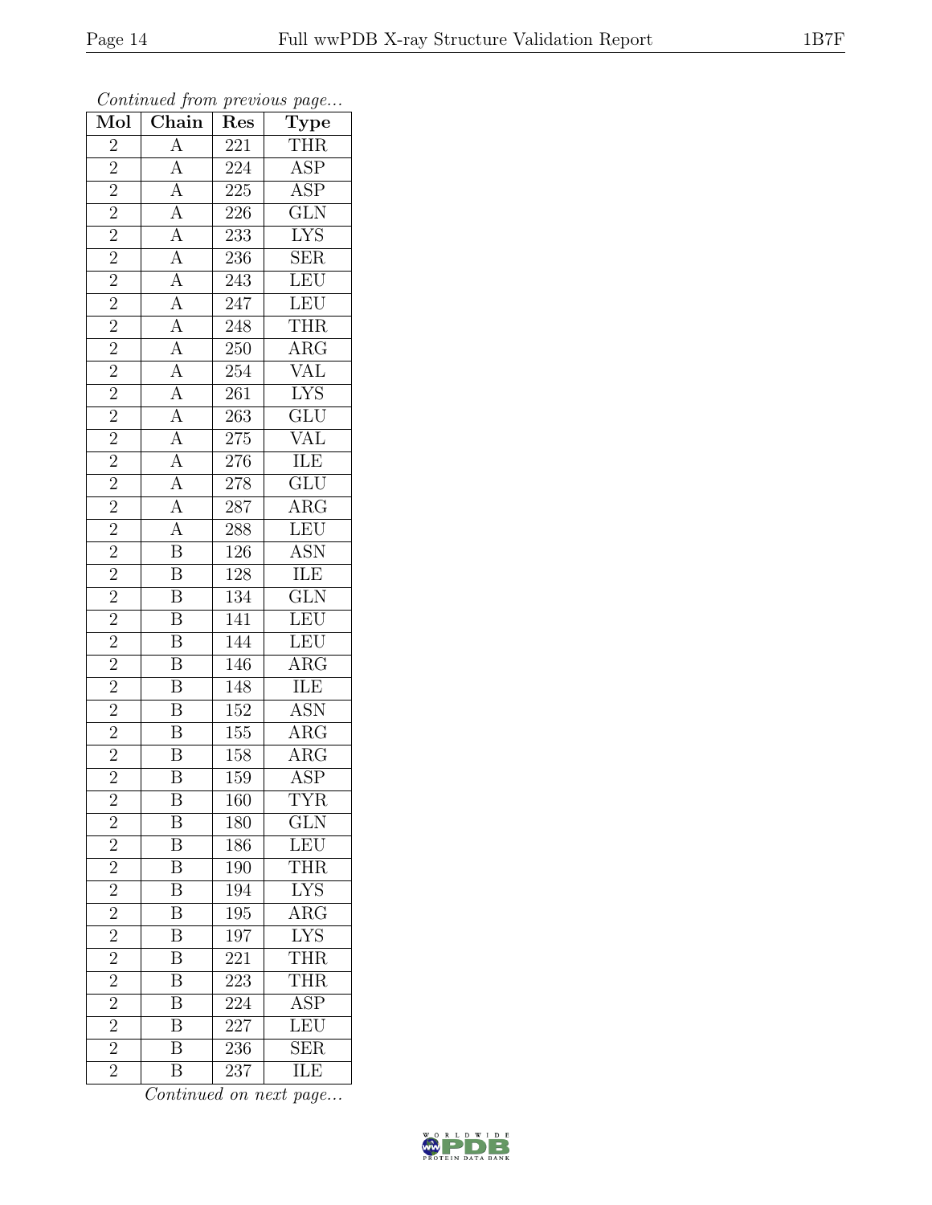*Continued from previous page...*

| Mol | Chain | Res | Type |
|---|---|---|---|
| 2 | A | 221 | THR |
| 2 | A | 224 | ASP |
| 2 | A | 225 | ASP |
| 2 | A | 226 | GLN |
| 2 | A | 233 | LYS |
| 2 | A | 236 | SER |
| 2 | A | 243 | LEU |
| 2 | A | 247 | LEU |
| 2 | A | 248 | THR |
| 2 | A | 250 | ARG |
| 2 | A | 254 | VAL |
| 2 | A | 261 | LYS |
| 2 | A | 263 | GLU |
| 2 | A | 275 | VAL |
| 2 | A | 276 | ILE |
| 2 | A | 278 | GLU |
| 2 | A | 287 | ARG |
| 2 | A | 288 | LEU |
| 2 | B | 126 | ASN |
| 2 | B | 128 | ILE |
| 2 | B | 134 | GLN |
| 2 | B | 141 | LEU |
| 2 | B | 144 | LEU |
| 2 | B | 146 | ARG |
| 2 | B | 148 | ILE |
| 2 | B | 152 | ASN |
| 2 | B | 155 | ARG |
| 2 | B | 158 | ARG |
| 2 | B | 159 | ASP |
| 2 | B | 160 | TYR |
| 2 | B | 180 | GLN |
| 2 | B | 186 | LEU |
| 2 | B | 190 | THR |
| 2 | B | 194 | LYS |
| 2 | B | 195 | ARG |
| 2 | B | 197 | LYS |
| 2 | B | 221 | THR |
| 2 | B | 223 | THR |
| 2 | B | 224 | ASP |
| 2 | B | 227 | LEU |
| 2 | B | 236 | SER |
| 2 | B | 237 | ILE |

*Continued on next page...*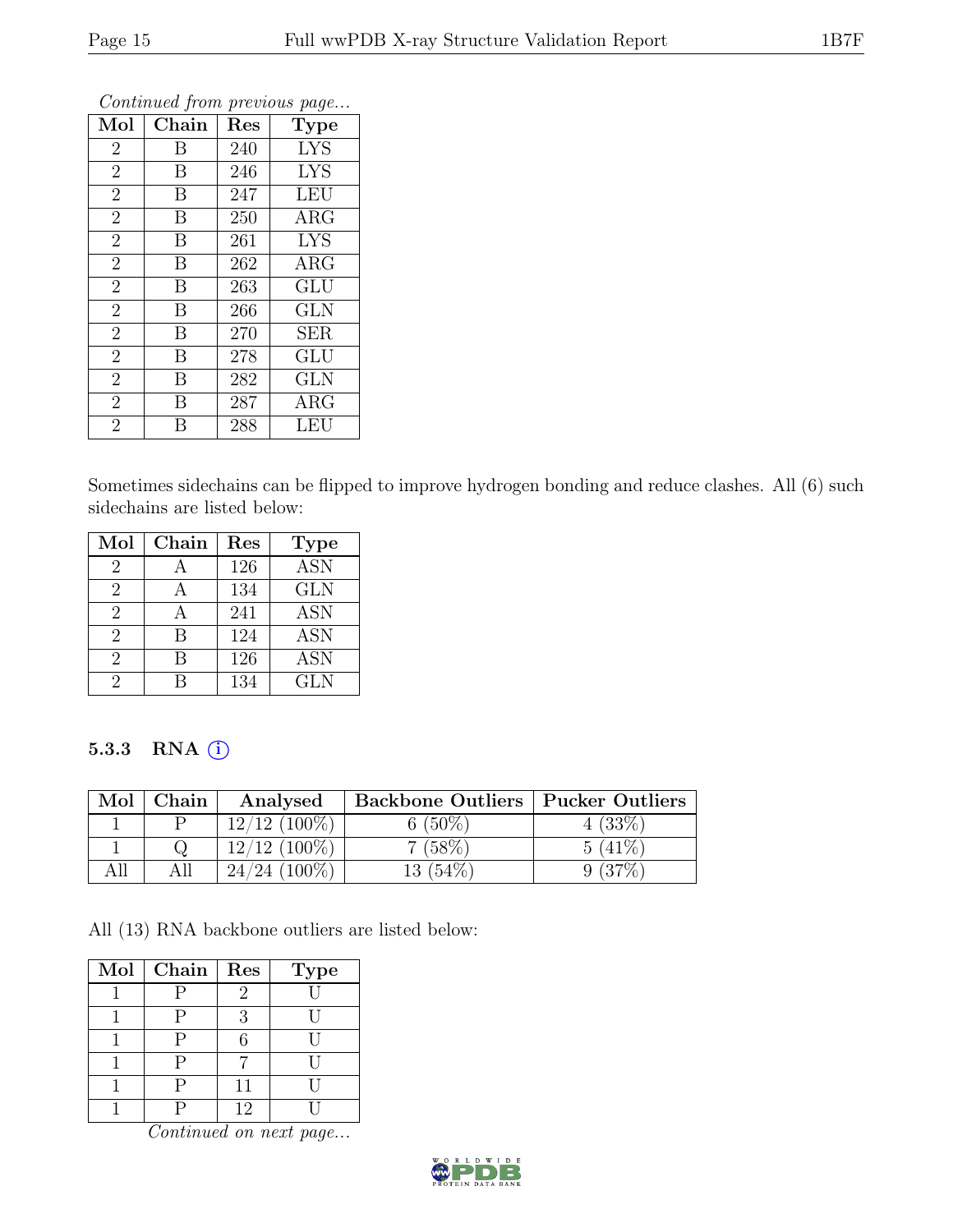*Continued from previous page...*

| Mol | Chain | Res | Type |
|---|---|---|---|
| 2 | B | 240 | LYS |
| 2 | B | 246 | LYS |
| 2 | B | 247 | LEU |
| 2 | B | 250 | ARG |
| 2 | B | 261 | LYS |
| 2 | B | 262 | ARG |
| 2 | B | 263 | GLU |
| 2 | B | 266 | GLN |
| 2 | B | 270 | SER |
| 2 | B | 278 | GLU |
| 2 | B | 282 | GLN |
| 2 | B | 287 | ARG |
| 2 | B | 288 | LEU |

Sometimes sidechains can be flipped to improve hydrogen bonding and reduce clashes. All (6) such sidechains are listed below:

| Mol | Chain | Res | Type |
|---|---|---|---|
| 2 | A | 126 | ASN |
| 2 | A | 134 | GLN |
| 2 | A | 241 | ASN |
| 2 | B | 124 | ASN |
| 2 | B | 126 | ASN |
| 2 | B | 134 | GLN |

### 5.3.3 RNA ⓘ

| Mol | Chain | Analysed | Backbone Outliers | Pucker Outliers |
|---|---|---|---|---|
| 1 | P | 12/12 (100%) | 6 (50%) | 4 (33%) |
| 1 | Q | 12/12 (100%) | 7 (58%) | 5 (41%) |
| All | All | 24/24 (100%) | 13 (54%) | 9 (37%) |

All (13) RNA backbone outliers are listed below:

| Mol | Chain | Res | Type |
|---|---|---|---|
| 1 | P | 2 | U |
| 1 | P | 3 | U |
| 1 | P | 6 | U |
| 1 | P | 7 | U |
| 1 | P | 11 | U |
| 1 | P | 12 | U |

*Continued on next page...*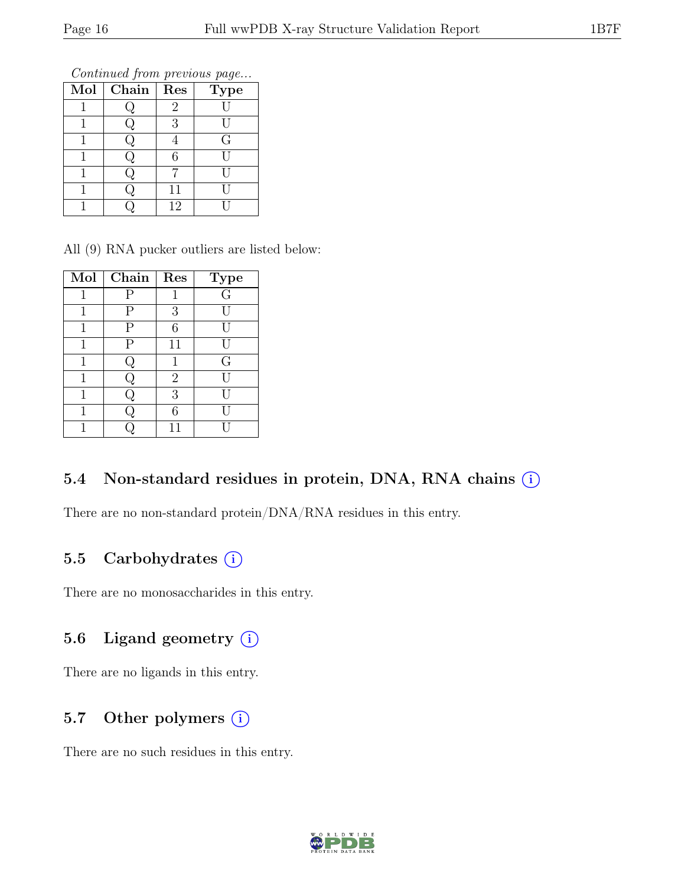*Continued from previous page...*

| Mol | Chain | Res | Type |
|---|---|---|---|
| 1 | Q | 2 | U |
| 1 | Q | 3 | U |
| 1 | Q | 4 | G |
| 1 | Q | 6 | U |
| 1 | Q | 7 | U |
| 1 | Q | 11 | U |
| 1 | Q | 12 | U |

All (9) RNA pucker outliers are listed below:

| Mol | Chain | Res | Type |
|---|---|---|---|
| 1 | P | 1 | G |
| 1 | P | 3 | U |
| 1 | P | 6 | U |
| 1 | P | 11 | U |
| 1 | Q | 1 | G |
| 1 | Q | 2 | U |
| 1 | Q | 3 | U |
| 1 | Q | 6 | U |
| 1 | Q | 11 | U |

### 5.4 Non-standard residues in protein, DNA, RNA chains (i)

There are no non-standard protein/DNA/RNA residues in this entry.

### 5.5 Carbohydrates (i)

There are no monosaccharides in this entry.

### 5.6 Ligand geometry (i)

There are no ligands in this entry.

### 5.7 Other polymers (i)

There are no such residues in this entry.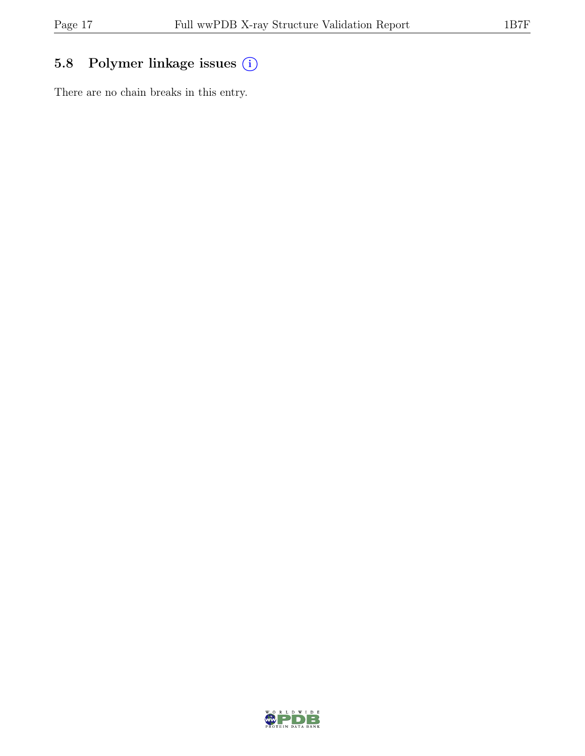## 5.8 Polymer linkage issues

There are no chain breaks in this entry.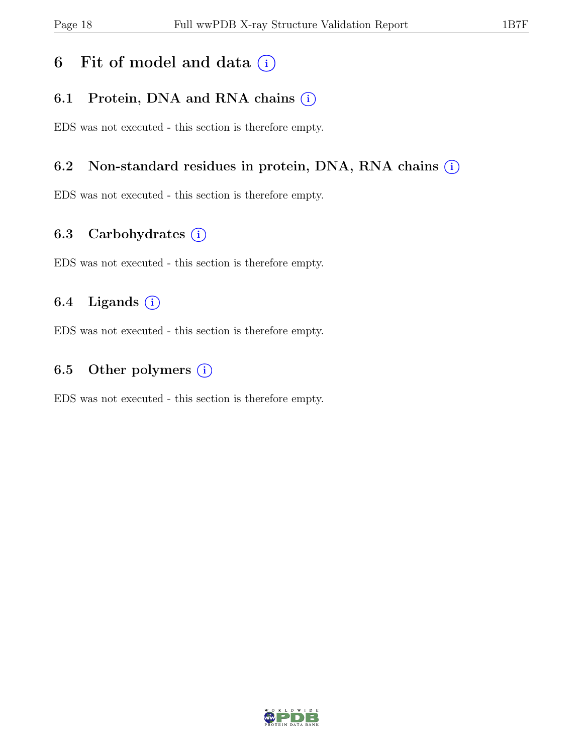# 6 Fit of model and data (i)

## 6.1 Protein, DNA and RNA chains (i)

EDS was not executed - this section is therefore empty.

## 6.2 Non-standard residues in protein, DNA, RNA chains (i)

EDS was not executed - this section is therefore empty.

## 6.3 Carbohydrates (i)

EDS was not executed - this section is therefore empty.

## 6.4 Ligands (i)

EDS was not executed - this section is therefore empty.

## 6.5 Other polymers (i)

EDS was not executed - this section is therefore empty.